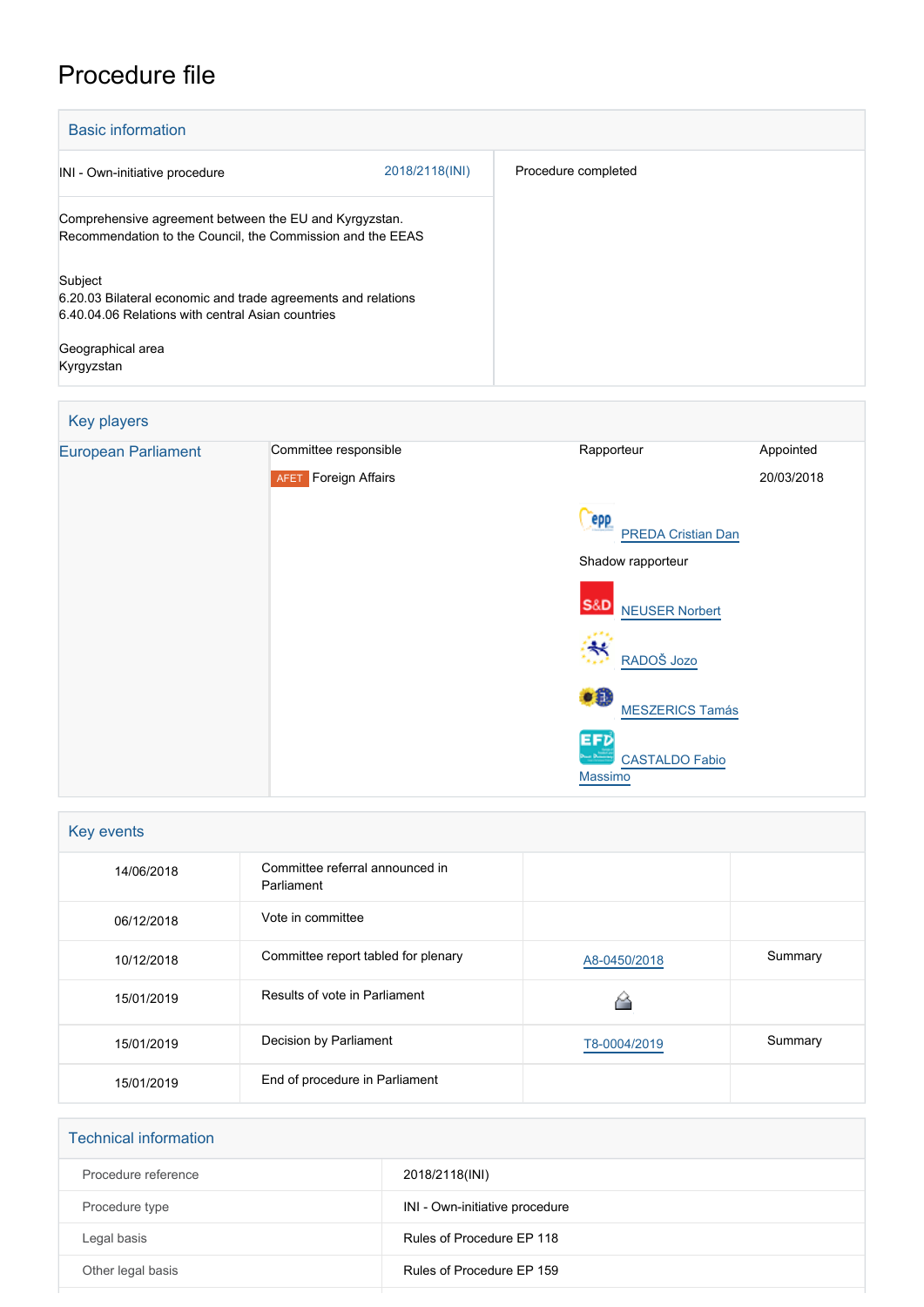# Procedure file

## Basic information

| | |
|---|---|
| INI - Own-initiative procedure 2018/2118(INI) | Procedure completed |
| Comprehensive agreement between the EU and Kyrgyzstan. Recommendation to the Council, the Commission and the EEAS<br><br>Subject<br>6.20.03 Bilateral economic and trade agreements and relations<br>6.40.04.06 Relations with central Asian countries<br><br>Geographical area<br>Kyrgyzstan | |

## Key players

| | Committee responsible | Rapporteur | Appointed |
|---|---|---|---|
| European Parliament | AFET Foreign Affairs | PREDA Cristian Dan<br><br>Shadow rapporteur<br>NEUSER Norbert<br>RADOŠ Jozo<br>MESZERICS Tamás<br>CASTALDO Fabio Massimo | 20/03/2018 |

## Key events

| | | | |
|---|---|---|---|
| 14/06/2018 | Committee referral announced in Parliament | | |
| 06/12/2018 | Vote in committee | | |
| 10/12/2018 | Committee report tabled for plenary | A8-0450/2018 | Summary |
| 15/01/2019 | Results of vote in Parliament | | |
| 15/01/2019 | Decision by Parliament | T8-0004/2019 | Summary |
| 15/01/2019 | End of procedure in Parliament | | |

## Technical information

| | |
|---|---|
| Procedure reference | 2018/2118(INI) |
| Procedure type | INI - Own-initiative procedure |
| Legal basis | Rules of Procedure EP 118 |
| Other legal basis | Rules of Procedure EP 159 |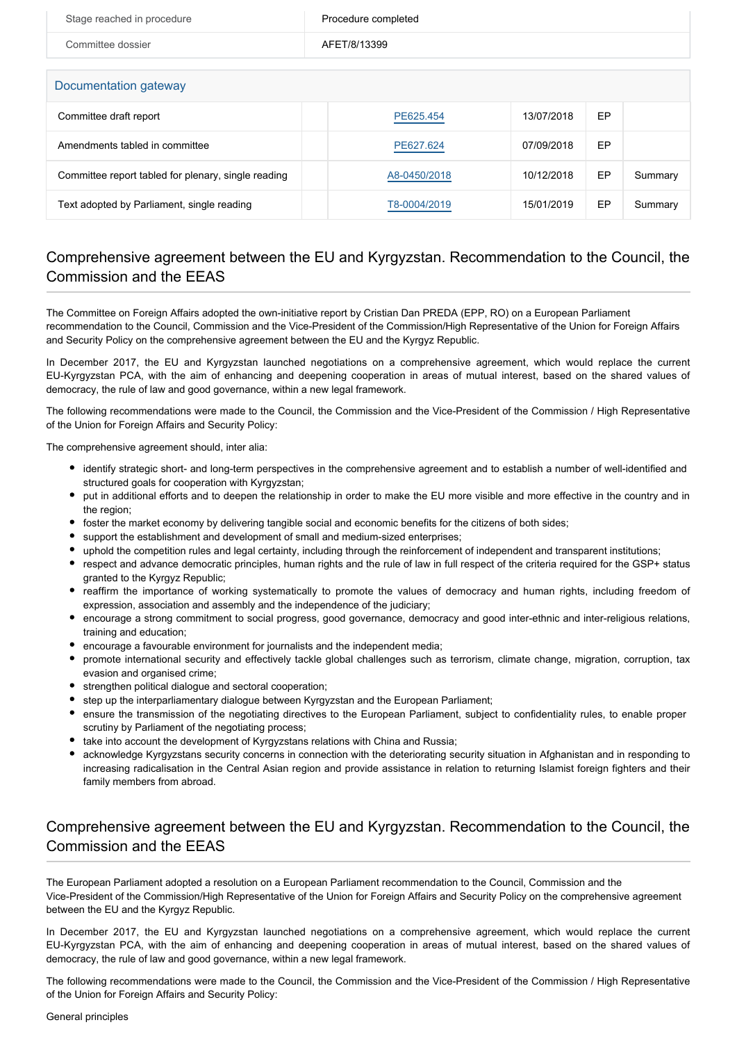| Stage reached in procedure | Procedure completed |
| --- | --- |
| Committee dossier | AFET/8/13399 |

**Documentation gateway**

| | | | | | |
| --- | --- | --- | --- | --- | --- |
| Committee draft report | | PE625.454 | 13/07/2018 | EP | |
| Amendments tabled in committee | | PE627.624 | 07/09/2018 | EP | |
| Committee report tabled for plenary, single reading | | A8-0450/2018 | 10/12/2018 | EP | Summary |
| Text adopted by Parliament, single reading | | T8-0004/2019 | 15/01/2019 | EP | Summary |

## Comprehensive agreement between the EU and Kyrgyzstan. Recommendation to the Council, the Commission and the EEAS

The Committee on Foreign Affairs adopted the own-initiative report by Cristian Dan PREDA (EPP, RO) on a European Parliament recommendation to the Council, Commission and the Vice-President of the Commission/High Representative of the Union for Foreign Affairs and Security Policy on the comprehensive agreement between the EU and the Kyrgyz Republic.

In December 2017, the EU and Kyrgyzstan launched negotiations on a comprehensive agreement, which would replace the current EU-Kyrgyzstan PCA, with the aim of enhancing and deepening cooperation in areas of mutual interest, based on the shared values of democracy, the rule of law and good governance, within a new legal framework.

The following recommendations were made to the Council, the Commission and the Vice-President of the Commission / High Representative of the Union for Foreign Affairs and Security Policy:

The comprehensive agreement should, inter alia:

- identify strategic short- and long-term perspectives in the comprehensive agreement and to establish a number of well-identified and structured goals for cooperation with Kyrgyzstan;
- put in additional efforts and to deepen the relationship in order to make the EU more visible and more effective in the country and in the region;
- foster the market economy by delivering tangible social and economic benefits for the citizens of both sides;
- support the establishment and development of small and medium-sized enterprises;
- uphold the competition rules and legal certainty, including through the reinforcement of independent and transparent institutions;
- respect and advance democratic principles, human rights and the rule of law in full respect of the criteria required for the GSP+ status granted to the Kyrgyz Republic;
- reaffirm the importance of working systematically to promote the values of democracy and human rights, including freedom of expression, association and assembly and the independence of the judiciary;
- encourage a strong commitment to social progress, good governance, democracy and good inter-ethnic and inter-religious relations, training and education;
- encourage a favourable environment for journalists and the independent media;
- promote international security and effectively tackle global challenges such as terrorism, climate change, migration, corruption, tax evasion and organised crime;
- strengthen political dialogue and sectoral cooperation;
- step up the interparliamentary dialogue between Kyrgyzstan and the European Parliament;
- ensure the transmission of the negotiating directives to the European Parliament, subject to confidentiality rules, to enable proper scrutiny by Parliament of the negotiating process;
- take into account the development of Kyrgyzstans relations with China and Russia;
- acknowledge Kyrgyzstans security concerns in connection with the deteriorating security situation in Afghanistan and in responding to increasing radicalisation in the Central Asian region and provide assistance in relation to returning Islamist foreign fighters and their family members from abroad.

## Comprehensive agreement between the EU and Kyrgyzstan. Recommendation to the Council, the Commission and the EEAS

The European Parliament adopted a resolution on a European Parliament recommendation to the Council, Commission and the Vice-President of the Commission/High Representative of the Union for Foreign Affairs and Security Policy on the comprehensive agreement between the EU and the Kyrgyz Republic.

In December 2017, the EU and Kyrgyzstan launched negotiations on a comprehensive agreement, which would replace the current EU-Kyrgyzstan PCA, with the aim of enhancing and deepening cooperation in areas of mutual interest, based on the shared values of democracy, the rule of law and good governance, within a new legal framework.

The following recommendations were made to the Council, the Commission and the Vice-President of the Commission / High Representative of the Union for Foreign Affairs and Security Policy:

General principles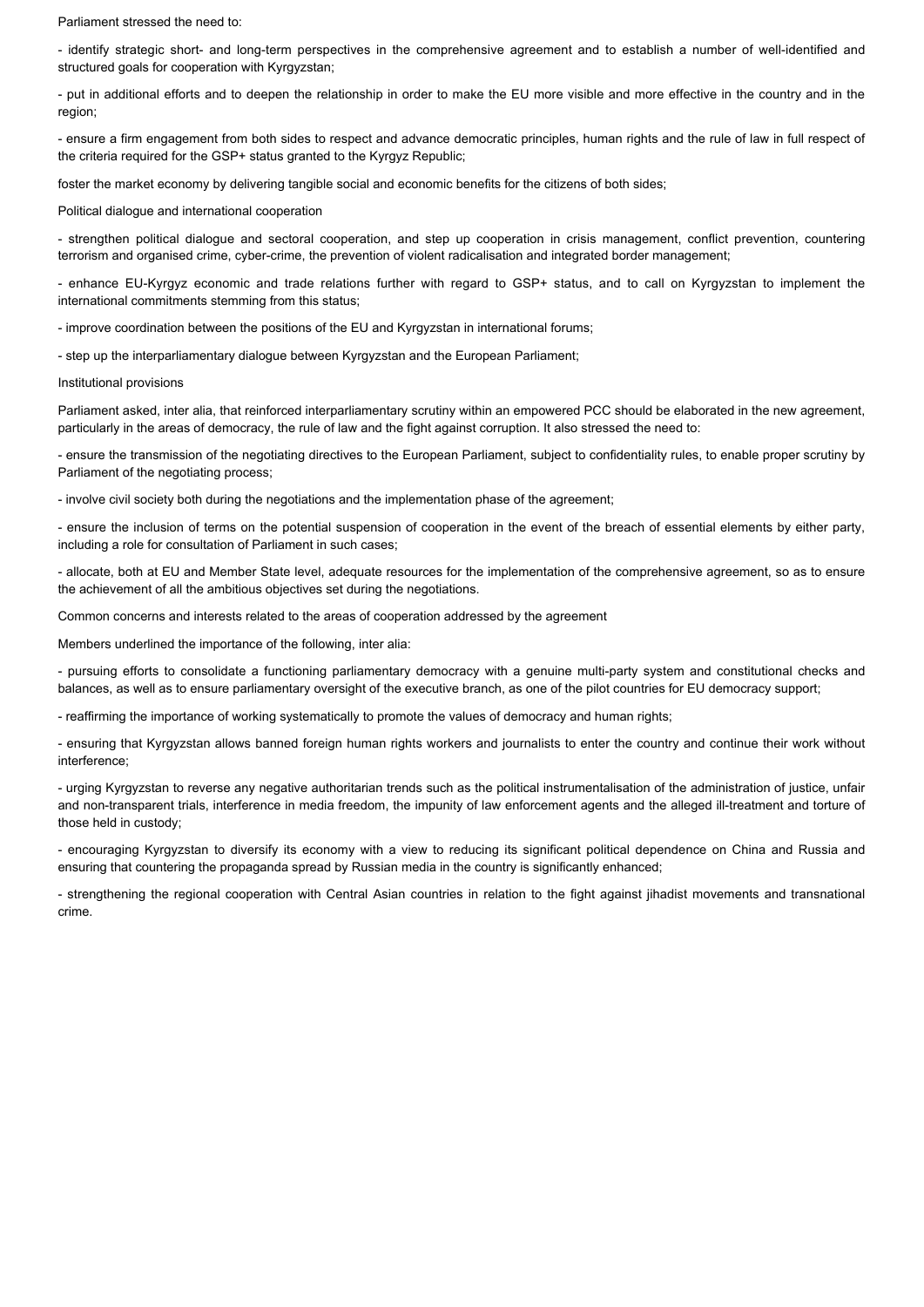Parliament stressed the need to:

- identify strategic short- and long-term perspectives in the comprehensive agreement and to establish a number of well-identified and structured goals for cooperation with Kyrgyzstan;

- put in additional efforts and to deepen the relationship in order to make the EU more visible and more effective in the country and in the region;

- ensure a firm engagement from both sides to respect and advance democratic principles, human rights and the rule of law in full respect of the criteria required for the GSP+ status granted to the Kyrgyz Republic;

foster the market economy by delivering tangible social and economic benefits for the citizens of both sides;

Political dialogue and international cooperation

- strengthen political dialogue and sectoral cooperation, and step up cooperation in crisis management, conflict prevention, countering terrorism and organised crime, cyber-crime, the prevention of violent radicalisation and integrated border management;

- enhance EU-Kyrgyz economic and trade relations further with regard to GSP+ status, and to call on Kyrgyzstan to implement the international commitments stemming from this status;

- improve coordination between the positions of the EU and Kyrgyzstan in international forums;

- step up the interparliamentary dialogue between Kyrgyzstan and the European Parliament;

Institutional provisions

Parliament asked, inter alia, that reinforced interparliamentary scrutiny within an empowered PCC should be elaborated in the new agreement, particularly in the areas of democracy, the rule of law and the fight against corruption. It also stressed the need to:

- ensure the transmission of the negotiating directives to the European Parliament, subject to confidentiality rules, to enable proper scrutiny by Parliament of the negotiating process;

- involve civil society both during the negotiations and the implementation phase of the agreement;

- ensure the inclusion of terms on the potential suspension of cooperation in the event of the breach of essential elements by either party, including a role for consultation of Parliament in such cases;

- allocate, both at EU and Member State level, adequate resources for the implementation of the comprehensive agreement, so as to ensure the achievement of all the ambitious objectives set during the negotiations.

Common concerns and interests related to the areas of cooperation addressed by the agreement

Members underlined the importance of the following, inter alia:

- pursuing efforts to consolidate a functioning parliamentary democracy with a genuine multi-party system and constitutional checks and balances, as well as to ensure parliamentary oversight of the executive branch, as one of the pilot countries for EU democracy support;

- reaffirming the importance of working systematically to promote the values of democracy and human rights;

- ensuring that Kyrgyzstan allows banned foreign human rights workers and journalists to enter the country and continue their work without interference;

- urging Kyrgyzstan to reverse any negative authoritarian trends such as the political instrumentalisation of the administration of justice, unfair and non-transparent trials, interference in media freedom, the impunity of law enforcement agents and the alleged ill-treatment and torture of those held in custody;

- encouraging Kyrgyzstan to diversify its economy with a view to reducing its significant political dependence on China and Russia and ensuring that countering the propaganda spread by Russian media in the country is significantly enhanced;

- strengthening the regional cooperation with Central Asian countries in relation to the fight against jihadist movements and transnational crime.